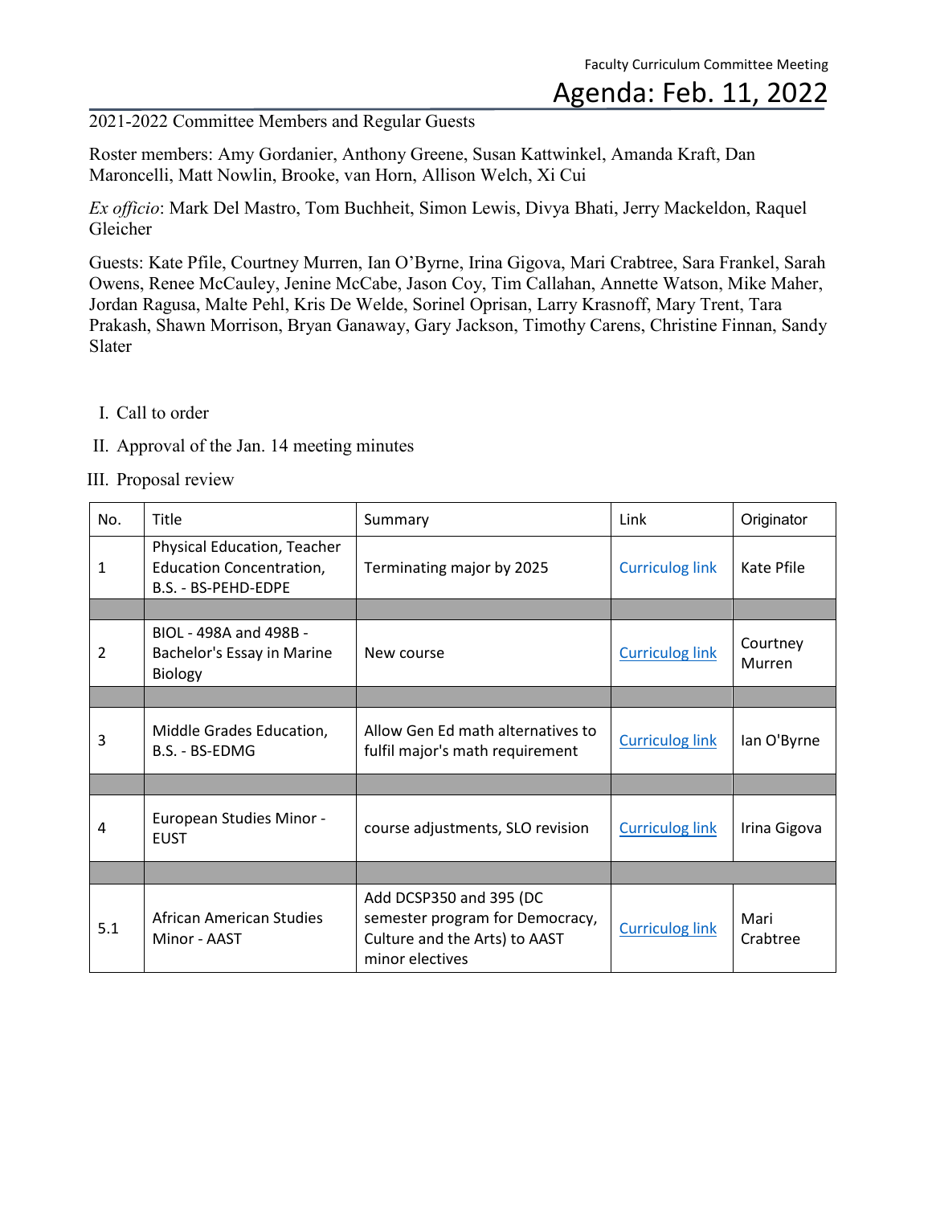Faculty Curriculum Committee Meeting

# Agenda: Feb. 11, 2022

2021-2022 Committee Members and Regular Guests

Roster members: Amy Gordanier, Anthony Greene, Susan Kattwinkel, Amanda Kraft, Dan Maroncelli, Matt Nowlin, Brooke, van Horn, Allison Welch, Xi Cui

*Ex officio*: Mark Del Mastro, Tom Buchheit, Simon Lewis, Divya Bhati, Jerry Mackeldon, Raquel Gleicher

Guests: Kate Pfile, Courtney Murren, Ian O'Byrne, Irina Gigova, Mari Crabtree, Sara Frankel, Sarah Owens, Renee McCauley, Jenine McCabe, Jason Coy, Tim Callahan, Annette Watson, Mike Maher, Jordan Ragusa, Malte Pehl, Kris De Welde, Sorinel Oprisan, Larry Krasnoff, Mary Trent, Tara Prakash, Shawn Morrison, Bryan Ganaway, Gary Jackson, Timothy Carens, Christine Finnan, Sandy Slater

I. Call to order

II. Approval of the Jan. 14 meeting minutes

III. Proposal review

| No. | Title | Summary | Link | Originator |
|---|---|---|---|---|
| 1 | Physical Education, Teacher Education Concentration, B.S. - BS-PEHD-EDPE | Terminating major by 2025 | Curriculog link | Kate Pfile |
| | | | | |
| 2 | BIOL - 498A and 498B - Bachelor's Essay in Marine Biology | New course | Curriculog link | Courtney Murren |
| | | | | |
| 3 | Middle Grades Education, B.S. - BS-EDMG | Allow Gen Ed math alternatives to fulfil major's math requirement | Curriculog link | Ian O'Byrne |
| | | | | |
| 4 | European Studies Minor - EUST | course adjustments, SLO revision | Curriculog link | Irina Gigova |
| | | | | |
| 5.1 | African American Studies Minor - AAST | Add DCSP350 and 395 (DC semester program for Democracy, Culture and the Arts) to AAST minor electives | Curriculog link | Mari Crabtree |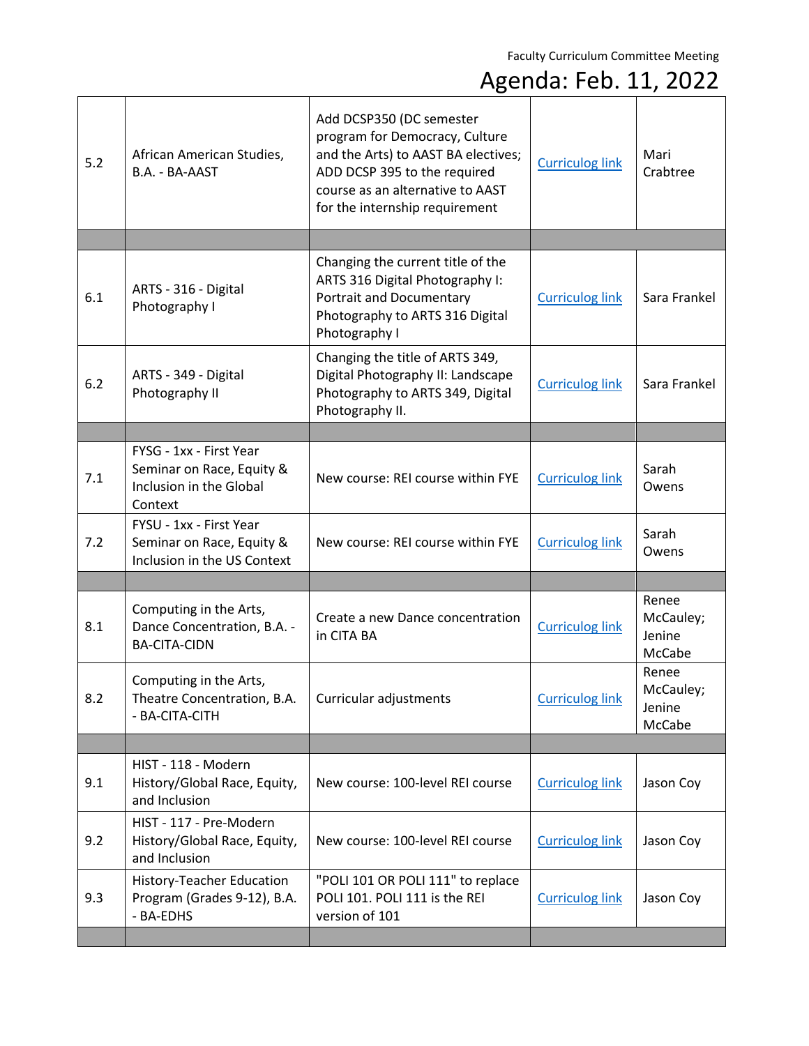Faculty Curriculum Committee Meeting

# Agenda: Feb. 11, 2022

| | | | | |
|---|---|---|---|---|
| 5.2 | African American Studies, B.A. - BA-AAST | Add DCSP350 (DC semester program for Democracy, Culture and the Arts) to AAST BA electives; ADD DCSP 395 to the required course as an alternative to AAST for the internship requirement | Curriculog link | Mari Crabtree |
| | | | | |
| 6.1 | ARTS - 316 - Digital Photography I | Changing the current title of the ARTS 316 Digital Photography I: Portrait and Documentary Photography to ARTS 316 Digital Photography I | Curriculog link | Sara Frankel |
| 6.2 | ARTS - 349 - Digital Photography II | Changing the title of ARTS 349, Digital Photography II: Landscape Photography to ARTS 349, Digital Photography II. | Curriculog link | Sara Frankel |
| | | | | |
| 7.1 | FYSG - 1xx - First Year Seminar on Race, Equity & Inclusion in the Global Context | New course: REI course within FYE | Curriculog link | Sarah Owens |
| 7.2 | FYSU - 1xx - First Year Seminar on Race, Equity & Inclusion in the US Context | New course: REI course within FYE | Curriculog link | Sarah Owens |
| | | | | |
| 8.1 | Computing in the Arts, Dance Concentration, B.A. - BA-CITA-CIDN | Create a new Dance concentration in CITA BA | Curriculog link | Renee McCauley; Jenine McCabe |
| 8.2 | Computing in the Arts, Theatre Concentration, B.A. - BA-CITA-CITH | Curricular adjustments | Curriculog link | Renee McCauley; Jenine McCabe |
| | | | | |
| 9.1 | HIST - 118 - Modern History/Global Race, Equity, and Inclusion | New course: 100-level REI course | Curriculog link | Jason Coy |
| 9.2 | HIST - 117 - Pre-Modern History/Global Race, Equity, and Inclusion | New course: 100-level REI course | Curriculog link | Jason Coy |
| 9.3 | History-Teacher Education Program (Grades 9-12), B.A. - BA-EDHS | "POLI 101 OR POLI 111" to replace POLI 101. POLI 111 is the REI version of 101 | Curriculog link | Jason Coy |
| | | | | |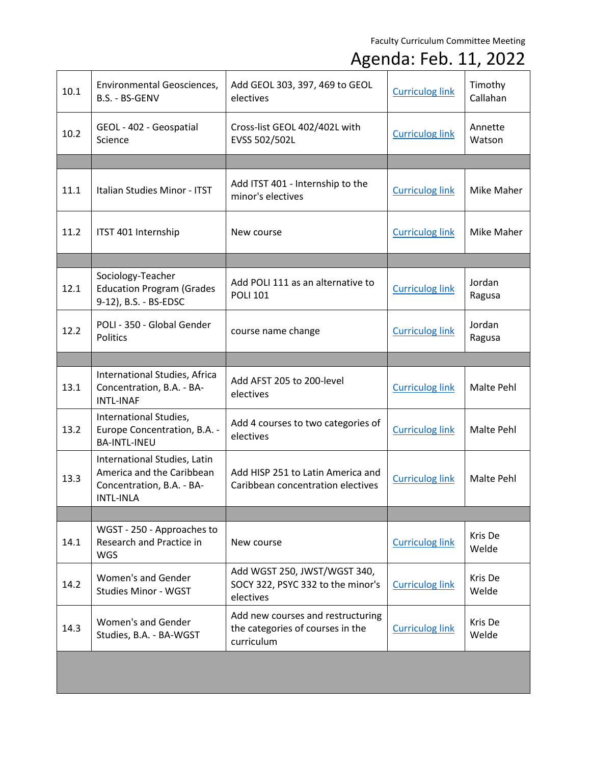| | | | | |
|---|---|---|---|---|
| 10.1 | Environmental Geosciences, B.S. - BS-GENV | Add GEOL 303, 397, 469 to GEOL electives | Curriculog link | Timothy Callahan |
| 10.2 | GEOL - 402 - Geospatial Science | Cross-list GEOL 402/402L with EVSS 502/502L | Curriculog link | Annette Watson |
| | | | | |
| 11.1 | Italian Studies Minor - ITST | Add ITST 401 - Internship to the minor's electives | Curriculog link | Mike Maher |
| 11.2 | ITST 401 Internship | New course | Curriculog link | Mike Maher |
| | | | | |
| 12.1 | Sociology-Teacher Education Program (Grades 9-12), B.S. - BS-EDSC | Add POLI 111 as an alternative to POLI 101 | Curriculog link | Jordan Ragusa |
| 12.2 | POLI - 350 - Global Gender Politics | course name change | Curriculog link | Jordan Ragusa |
| | | | | |
| 13.1 | International Studies, Africa Concentration, B.A. - BA-INTL-INAF | Add AFST 205 to 200-level electives | Curriculog link | Malte Pehl |
| 13.2 | International Studies, Europe Concentration, B.A. - BA-INTL-INEU | Add 4 courses to two categories of electives | Curriculog link | Malte Pehl |
| 13.3 | International Studies, Latin America and the Caribbean Concentration, B.A. - BA-INTL-INLA | Add HISP 251 to Latin America and Caribbean concentration electives | Curriculog link | Malte Pehl |
| | | | | |
| 14.1 | WGST - 250 - Approaches to Research and Practice in WGS | New course | Curriculog link | Kris De Welde |
| 14.2 | Women's and Gender Studies Minor - WGST | Add WGST 250, JWST/WGST 340, SOCY 322, PSYC 332 to the minor's electives | Curriculog link | Kris De Welde |
| 14.3 | Women's and Gender Studies, B.A. - BA-WGST | Add new courses and restructuring the categories of courses in the curriculum | Curriculog link | Kris De Welde |
| | | | | |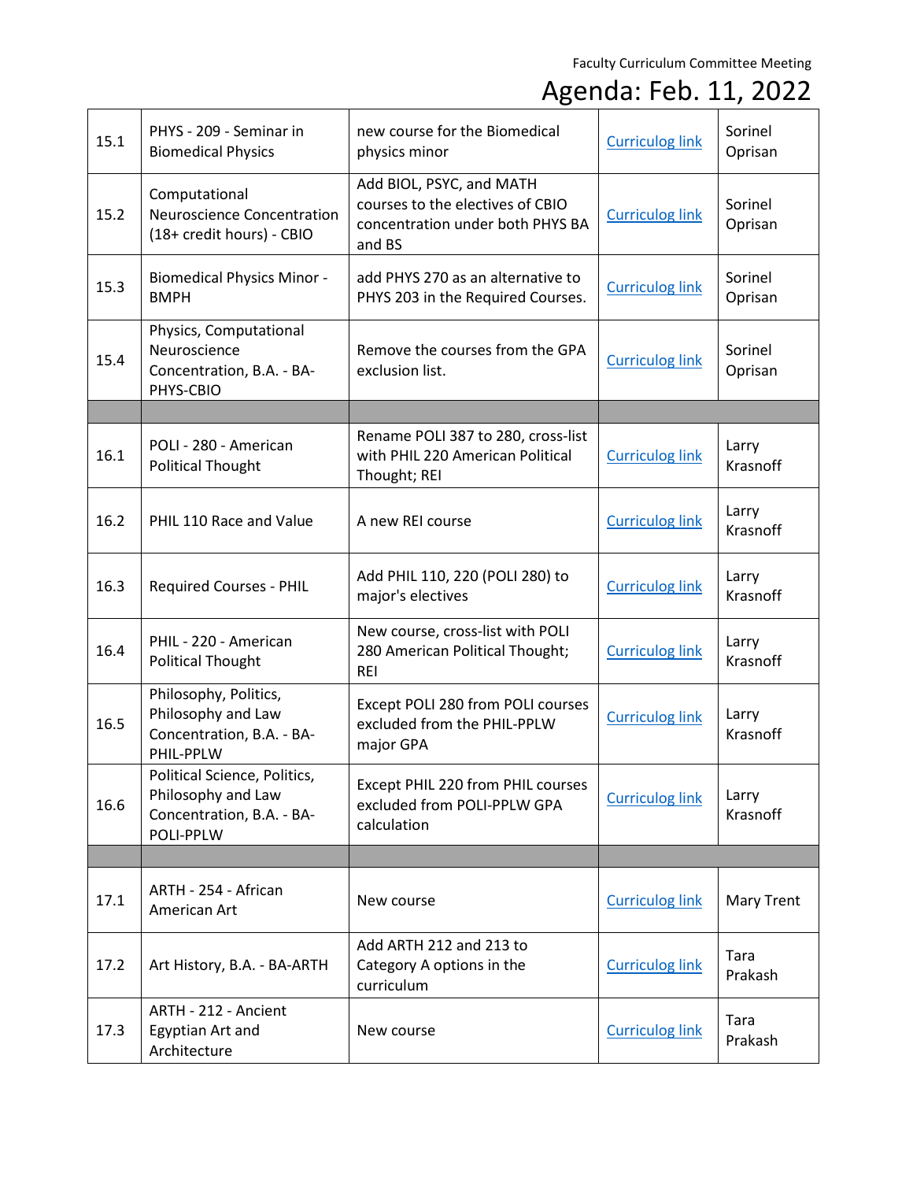| | | | | |
|---|---|---|---|---|
| 15.1 | PHYS - 209 - Seminar in Biomedical Physics | new course for the Biomedical physics minor | Curriculog link | Sorinel Oprisan |
| 15.2 | Computational Neuroscience Concentration (18+ credit hours) - CBIO | Add BIOL, PSYC, and MATH courses to the electives of CBIO concentration under both PHYS BA and BS | Curriculog link | Sorinel Oprisan |
| 15.3 | Biomedical Physics Minor - BMPH | add PHYS 270 as an alternative to PHYS 203 in the Required Courses. | Curriculog link | Sorinel Oprisan |
| 15.4 | Physics, Computational Neuroscience Concentration, B.A. - BA-PHYS-CBIO | Remove the courses from the GPA exclusion list. | Curriculog link | Sorinel Oprisan |
| | | | | |
| 16.1 | POLI - 280 - American Political Thought | Rename POLI 387 to 280, cross-list with PHIL 220 American Political Thought; REI | Curriculog link | Larry Krasnoff |
| 16.2 | PHIL 110 Race and Value | A new REI course | Curriculog link | Larry Krasnoff |
| 16.3 | Required Courses - PHIL | Add PHIL 110, 220 (POLI 280) to major's electives | Curriculog link | Larry Krasnoff |
| 16.4 | PHIL - 220 - American Political Thought | New course, cross-list with POLI 280 American Political Thought; REI | Curriculog link | Larry Krasnoff |
| 16.5 | Philosophy, Politics, Philosophy and Law Concentration, B.A. - BA-PHIL-PPLW | Except POLI 280 from POLI courses excluded from the PHIL-PPLW major GPA | Curriculog link | Larry Krasnoff |
| 16.6 | Political Science, Politics, Philosophy and Law Concentration, B.A. - BA-POLI-PPLW | Except PHIL 220 from PHIL courses excluded from POLI-PPLW GPA calculation | Curriculog link | Larry Krasnoff |
| | | | | |
| 17.1 | ARTH - 254 - African American Art | New course | Curriculog link | Mary Trent |
| 17.2 | Art History, B.A. - BA-ARTH | Add ARTH 212 and 213 to Category A options in the curriculum | Curriculog link | Tara Prakash |
| 17.3 | ARTH - 212 - Ancient Egyptian Art and Architecture | New course | Curriculog link | Tara Prakash |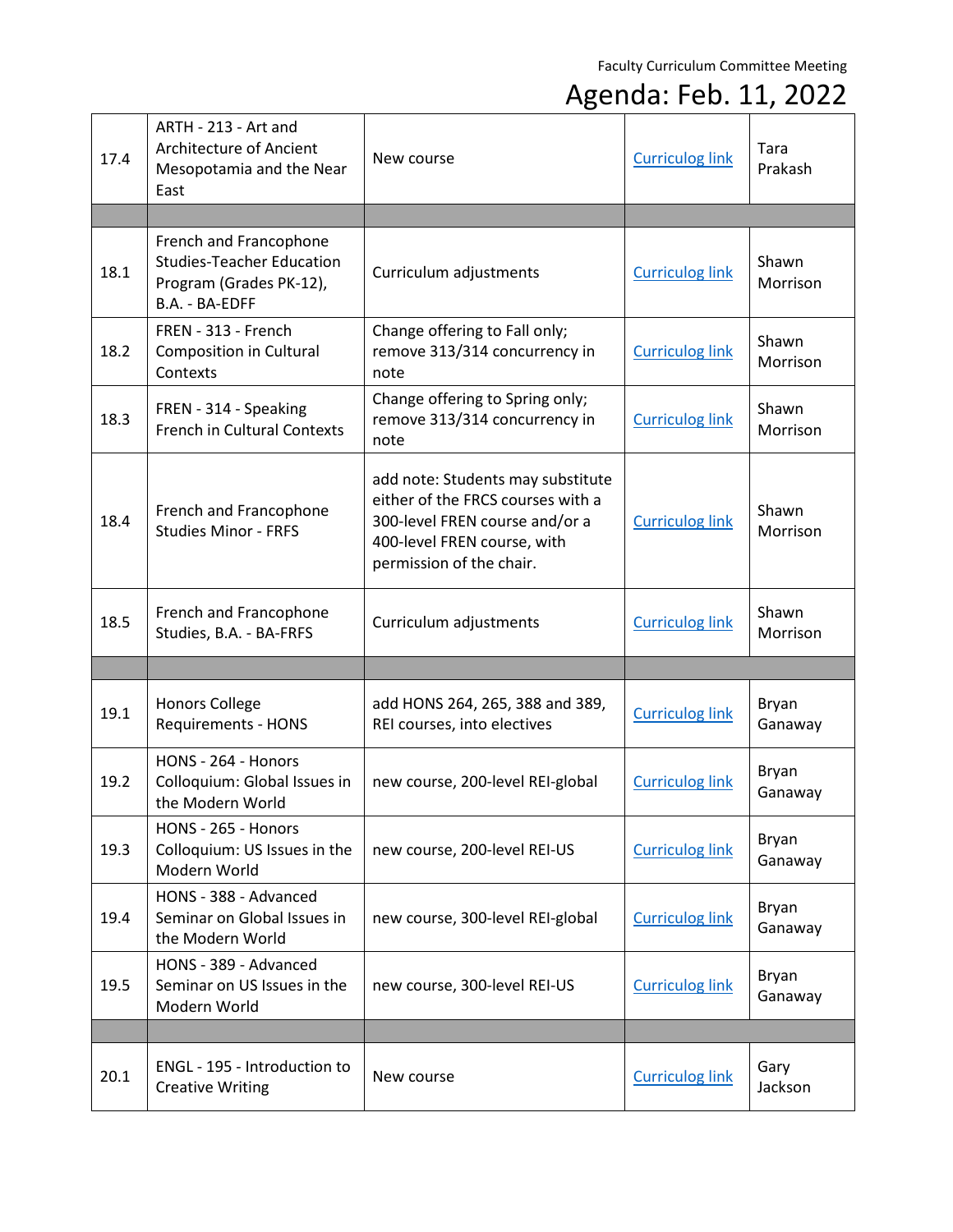| 17.4 | ARTH - 213 - Art and Architecture of Ancient Mesopotamia and the Near East | New course | Curriculog link | Tara Prakash |
|---|---|---|---|---|
| | | | | |
| 18.1 | French and Francophone Studies-Teacher Education Program (Grades PK-12), B.A. - BA-EDFF | Curriculum adjustments | Curriculog link | Shawn Morrison |
| 18.2 | FREN - 313 - French Composition in Cultural Contexts | Change offering to Fall only; remove 313/314 concurrency in note | Curriculog link | Shawn Morrison |
| 18.3 | FREN - 314 - Speaking French in Cultural Contexts | Change offering to Spring only; remove 313/314 concurrency in note | Curriculog link | Shawn Morrison |
| 18.4 | French and Francophone Studies Minor - FRFS | add note: Students may substitute either of the FRCS courses with a 300-level FREN course and/or a 400-level FREN course, with permission of the chair. | Curriculog link | Shawn Morrison |
| 18.5 | French and Francophone Studies, B.A. - BA-FRFS | Curriculum adjustments | Curriculog link | Shawn Morrison |
| | | | | |
| 19.1 | Honors College Requirements - HONS | add HONS 264, 265, 388 and 389, REI courses, into electives | Curriculog link | Bryan Ganaway |
| 19.2 | HONS - 264 - Honors Colloquium: Global Issues in the Modern World | new course, 200-level REI-global | Curriculog link | Bryan Ganaway |
| 19.3 | HONS - 265 - Honors Colloquium: US Issues in the Modern World | new course, 200-level REI-US | Curriculog link | Bryan Ganaway |
| 19.4 | HONS - 388 - Advanced Seminar on Global Issues in the Modern World | new course, 300-level REI-global | Curriculog link | Bryan Ganaway |
| 19.5 | HONS - 389 - Advanced Seminar on US Issues in the Modern World | new course, 300-level REI-US | Curriculog link | Bryan Ganaway |
| | | | | |
| 20.1 | ENGL - 195 - Introduction to Creative Writing | New course | Curriculog link | Gary Jackson |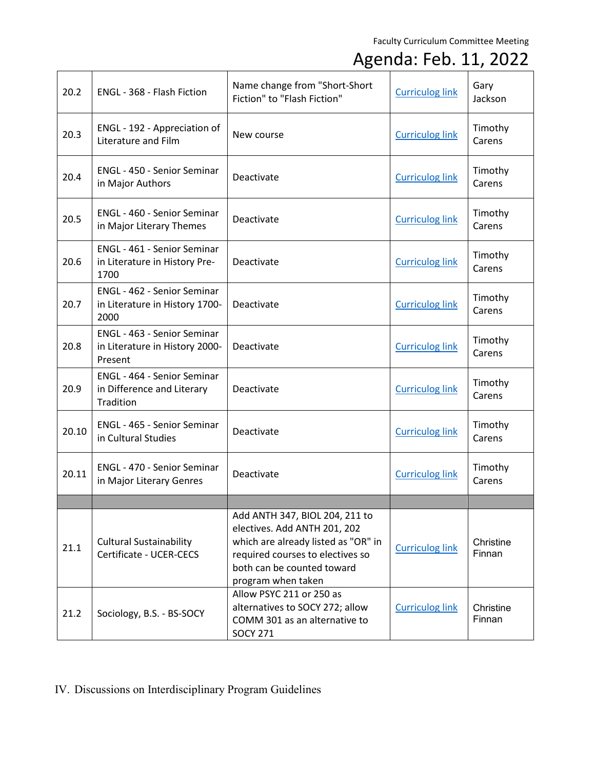| 20.2 | ENGL - 368 - Flash Fiction | Name change from "Short-Short Fiction" to "Flash Fiction" | Curriculog link | Gary Jackson |
|---|---|---|---|---|
| 20.3 | ENGL - 192 - Appreciation of Literature and Film | New course | Curriculog link | Timothy Carens |
| 20.4 | ENGL - 450 - Senior Seminar in Major Authors | Deactivate | Curriculog link | Timothy Carens |
| 20.5 | ENGL - 460 - Senior Seminar in Major Literary Themes | Deactivate | Curriculog link | Timothy Carens |
| 20.6 | ENGL - 461 - Senior Seminar in Literature in History Pre-1700 | Deactivate | Curriculog link | Timothy Carens |
| 20.7 | ENGL - 462 - Senior Seminar in Literature in History 1700-2000 | Deactivate | Curriculog link | Timothy Carens |
| 20.8 | ENGL - 463 - Senior Seminar in Literature in History 2000-Present | Deactivate | Curriculog link | Timothy Carens |
| 20.9 | ENGL - 464 - Senior Seminar in Difference and Literary Tradition | Deactivate | Curriculog link | Timothy Carens |
| 20.10 | ENGL - 465 - Senior Seminar in Cultural Studies | Deactivate | Curriculog link | Timothy Carens |
| 20.11 | ENGL - 470 - Senior Seminar in Major Literary Genres | Deactivate | Curriculog link | Timothy Carens |
| | | | | |
| 21.1 | Cultural Sustainability Certificate - UCER-CECS | Add ANTH 347, BIOL 204, 211 to electives. Add ANTH 201, 202 which are already listed as "OR" in required courses to electives so both can be counted toward program when taken | Curriculog link | Christine Finnan |
| 21.2 | Sociology, B.S. - BS-SOCY | Allow PSYC 211 or 250 as alternatives to SOCY 272; allow COMM 301 as an alternative to SOCY 271 | Curriculog link | Christine Finnan |

IV. Discussions on Interdisciplinary Program Guidelines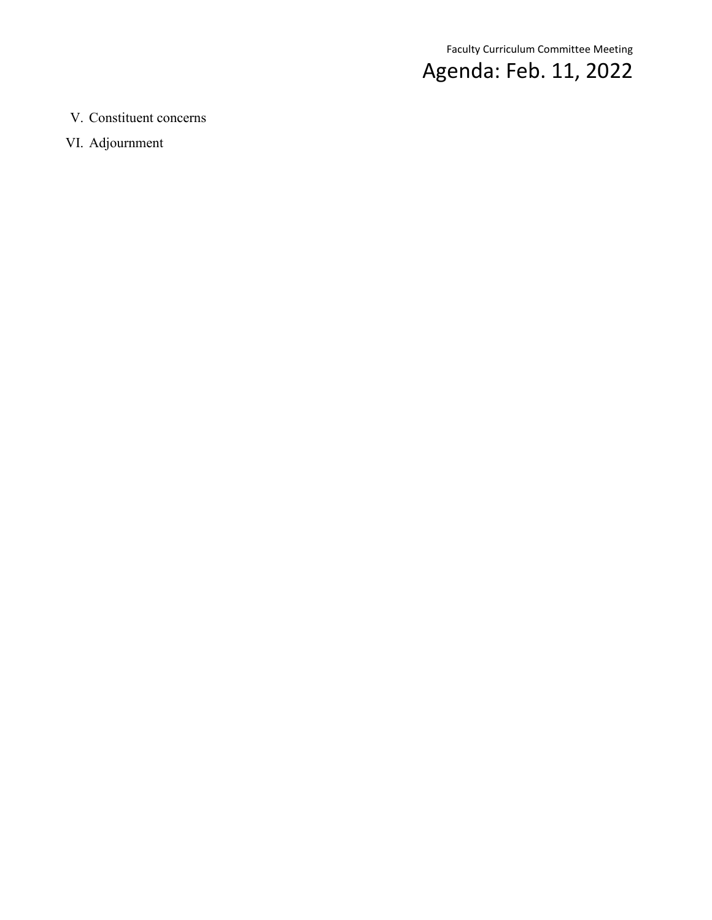V. Constituent concerns

VI. Adjournment